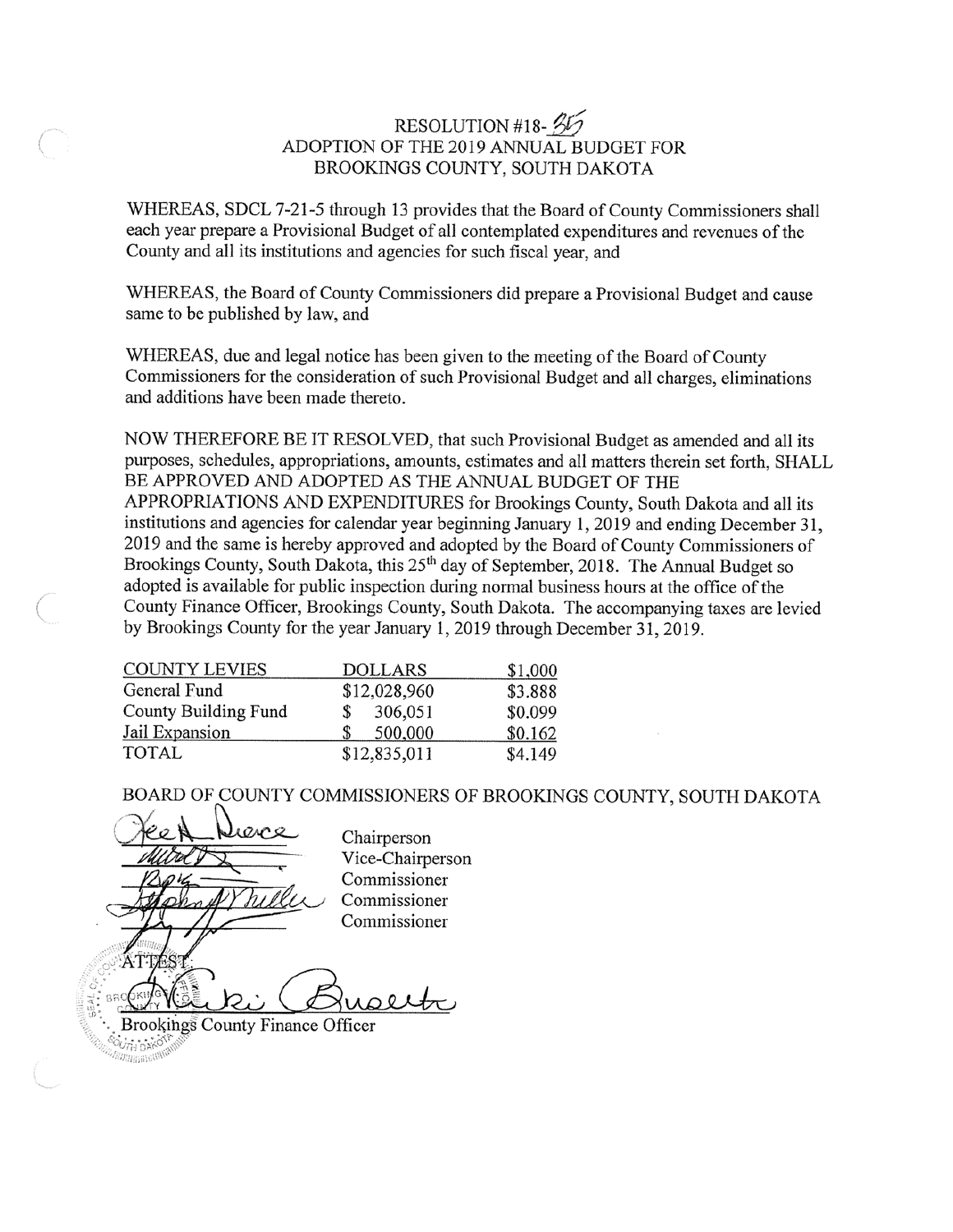# RESOLUTION #18-35
## ADOPTION OF THE 2019 ANNUAL BUDGET FOR BROOKINGS COUNTY, SOUTH DAKOTA

WHEREAS, SDCL 7-21-5 through 13 provides that the Board of County Commissioners shall each year prepare a Provisional Budget of all contemplated expenditures and revenues of the County and all its institutions and agencies for such fiscal year, and

WHEREAS, the Board of County Commissioners did prepare a Provisional Budget and cause same to be published by law, and

WHEREAS, due and legal notice has been given to the meeting of the Board of County Commissioners for the consideration of such Provisional Budget and all charges, eliminations and additions have been made thereto.

NOW THEREFORE BE IT RESOLVED, that such Provisional Budget as amended and all its purposes, schedules, appropriations, amounts, estimates and all matters therein set forth, SHALL BE APPROVED AND ADOPTED AS THE ANNUAL BUDGET OF THE APPROPRIATIONS AND EXPENDITURES for Brookings County, South Dakota and all its institutions and agencies for calendar year beginning January 1, 2019 and ending December 31, 2019 and the same is hereby approved and adopted by the Board of County Commissioners of Brookings County, South Dakota, this 25th day of September, 2018. The Annual Budget so adopted is available for public inspection during normal business hours at the office of the County Finance Officer, Brookings County, South Dakota. The accompanying taxes are levied by Brookings County for the year January 1, 2019 through December 31, 2019.

| COUNTY LEVIES | DOLLARS | $1,000 |
|---|---|---|
| General Fund | $12,028,960 | $3.888 |
| County Building Fund | $ 306,051 | $0.099 |
| Jail Expansion | $ 500,000 | $0.162 |
| TOTAL | $12,835,011 | $4.149 |

BOARD OF COUNTY COMMISSIONERS OF BROOKINGS COUNTY, SOUTH DAKOTA

Chairperson
Vice-Chairperson
Commissioner
Commissioner
Commissioner

ATTEST:

Brookings County Finance Officer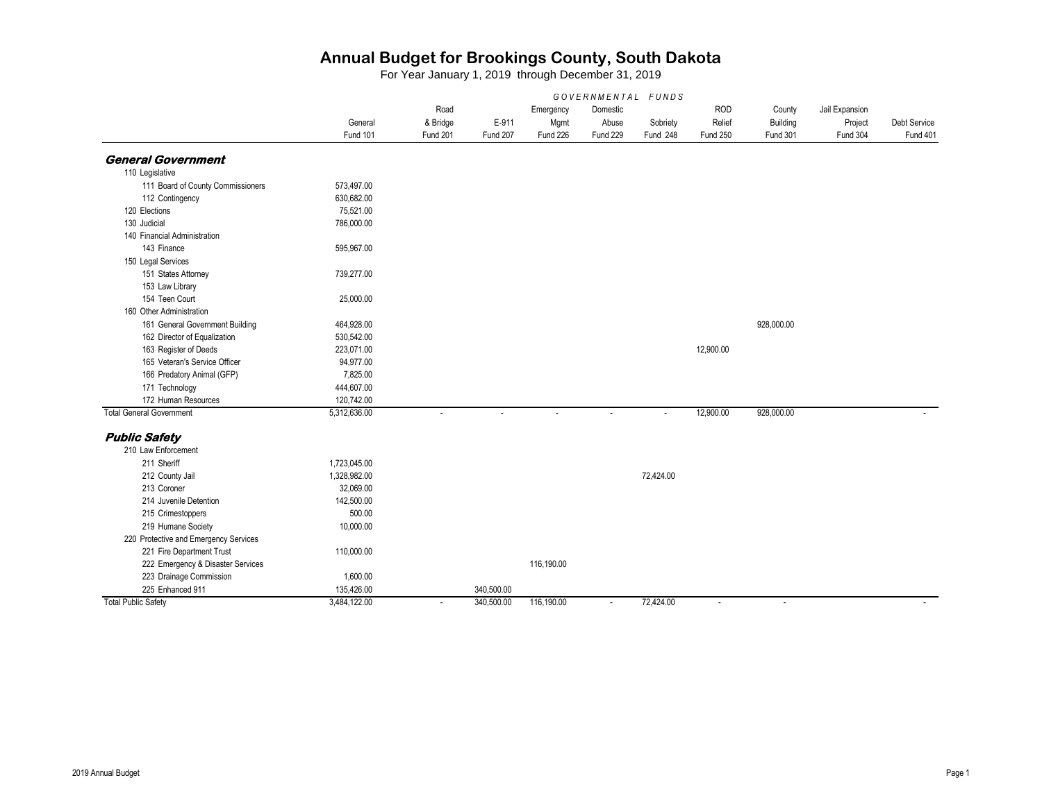# Annual Budget for Brookings County, South Dakota

For Year January 1, 2019 through December 31, 2019

| | GOVERNMENTAL FUNDS | | | | | | | | | |
|---|---|---|---|---|---|---|---|---|---|---|
| | General Fund 101 | Road & Bridge Fund 201 | E-911 Fund 207 | Emergency Mgmt Fund 226 | Domestic Abuse Fund 229 | Sobriety Fund 248 | ROD Relief Fund 250 | County Building Fund 301 | Jail Expansion Project Fund 304 | Debt Service Fund 401 |
| ***General Government*** | | | | | | | | | | |
| 110 Legislative | | | | | | | | | | |
| 111 Board of County Commissioners | 573,497.00 | | | | | | | | | |
| 112 Contingency | 630,682.00 | | | | | | | | | |
| 120 Elections | 75,521.00 | | | | | | | | | |
| 130 Judicial | 786,000.00 | | | | | | | | | |
| 140 Financial Administration | | | | | | | | | | |
| 143 Finance | 595,967.00 | | | | | | | | | |
| 150 Legal Services | | | | | | | | | | |
| 151 States Attorney | 739,277.00 | | | | | | | | | |
| 153 Law Library | | | | | | | | | | |
| 154 Teen Court | 25,000.00 | | | | | | | | | |
| 160 Other Administration | | | | | | | | | | |
| 161 General Government Building | 464,928.00 | | | | | | | 928,000.00 | | |
| 162 Director of Equalization | 530,542.00 | | | | | | | | | |
| 163 Register of Deeds | 223,071.00 | | | | | | 12,900.00 | | | |
| 165 Veteran's Service Officer | 94,977.00 | | | | | | | | | |
| 166 Predatory Animal (GFP) | 7,825.00 | | | | | | | | | |
| 171 Technology | 444,607.00 | | | | | | | | | |
| 172 Human Resources | 120,742.00 | | | | | | | | | |
| Total General Government | 5,312,636.00 | - | - | - | - | - | 12,900.00 | 928,000.00 | | - |
| ***Public Safety*** | | | | | | | | | | |
| 210 Law Enforcement | | | | | | | | | | |
| 211 Sheriff | 1,723,045.00 | | | | | | | | | |
| 212 County Jail | 1,328,982.00 | | | | | 72,424.00 | | | | |
| 213 Coroner | 32,069.00 | | | | | | | | | |
| 214 Juvenile Detention | 142,500.00 | | | | | | | | | |
| 215 Crimestoppers | 500.00 | | | | | | | | | |
| 219 Humane Society | 10,000.00 | | | | | | | | | |
| 220 Protective and Emergency Services | | | | | | | | | | |
| 221 Fire Department Trust | 110,000.00 | | | | | | | | | |
| 222 Emergency & Disaster Services | | | | 116,190.00 | | | | | | |
| 223 Drainage Commission | 1,600.00 | | | | | | | | | |
| 225 Enhanced 911 | 135,426.00 | | 340,500.00 | | | | | | | |
| Total Public Safety | 3,484,122.00 | - | 340,500.00 | 116,190.00 | - | 72,424.00 | - | - | | - |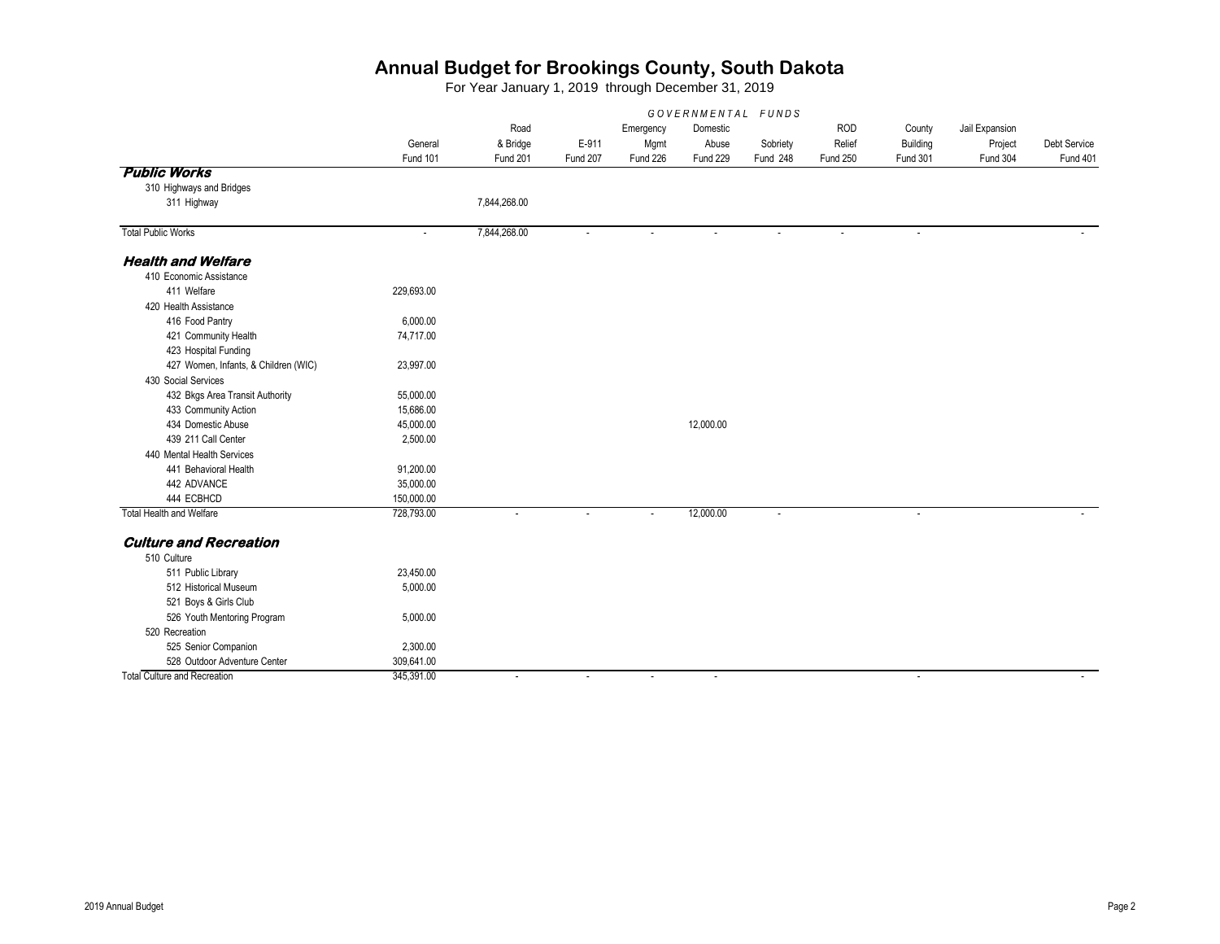# Annual Budget for Brookings County, South Dakota

For Year January 1, 2019 through December 31, 2019

| | GOVERNMENTAL FUNDS | | | | | | | | | |
|---|---|---|---|---|---|---|---|---|---|---|
| | General Fund 101 | Road & Bridge Fund 201 | E-911 Fund 207 | Emergency Mgmt Fund 226 | Domestic Abuse Fund 229 | Sobriety Fund 248 | ROD Relief Fund 250 | County Building Fund 301 | Jail Expansion Project Fund 304 | Debt Service Fund 401 |
| ***Public Works*** | | | | | | | | | | |
| 310 Highways and Bridges | | | | | | | | | | |
| 311 Highway | | 7,844,268.00 | | | | | | | | |
| Total Public Works | - | 7,844,268.00 | - | - | - | - | - | - | | - |
| ***Health and Welfare*** | | | | | | | | | | |
| 410 Economic Assistance | | | | | | | | | | |
| 411 Welfare | 229,693.00 | | | | | | | | | |
| 420 Health Assistance | | | | | | | | | | |
| 416 Food Pantry | 6,000.00 | | | | | | | | | |
| 421 Community Health | 74,717.00 | | | | | | | | | |
| 423 Hospital Funding | | | | | | | | | | |
| 427 Women, Infants, & Children (WIC) | 23,997.00 | | | | | | | | | |
| 430 Social Services | | | | | | | | | | |
| 432 Bkgs Area Transit Authority | 55,000.00 | | | | | | | | | |
| 433 Community Action | 15,686.00 | | | | | | | | | |
| 434 Domestic Abuse | 45,000.00 | | | | 12,000.00 | | | | | |
| 439 211 Call Center | 2,500.00 | | | | | | | | | |
| 440 Mental Health Services | | | | | | | | | | |
| 441 Behavioral Health | 91,200.00 | | | | | | | | | |
| 442 ADVANCE | 35,000.00 | | | | | | | | | |
| 444 ECBHCD | 150,000.00 | | | | | | | | | |
| Total Health and Welfare | 728,793.00 | - | - | - | 12,000.00 | - | | - | | - |
| ***Culture and Recreation*** | | | | | | | | | | |
| 510 Culture | | | | | | | | | | |
| 511 Public Library | 23,450.00 | | | | | | | | | |
| 512 Historical Museum | 5,000.00 | | | | | | | | | |
| 521 Boys & Girls Club | | | | | | | | | | |
| 526 Youth Mentoring Program | 5,000.00 | | | | | | | | | |
| 520 Recreation | | | | | | | | | | |
| 525 Senior Companion | 2,300.00 | | | | | | | | | |
| 528 Outdoor Adventure Center | 309,641.00 | | | | | | | | | |
| Total Culture and Recreation | 345,391.00 | - | - | - | - | | | - | | - |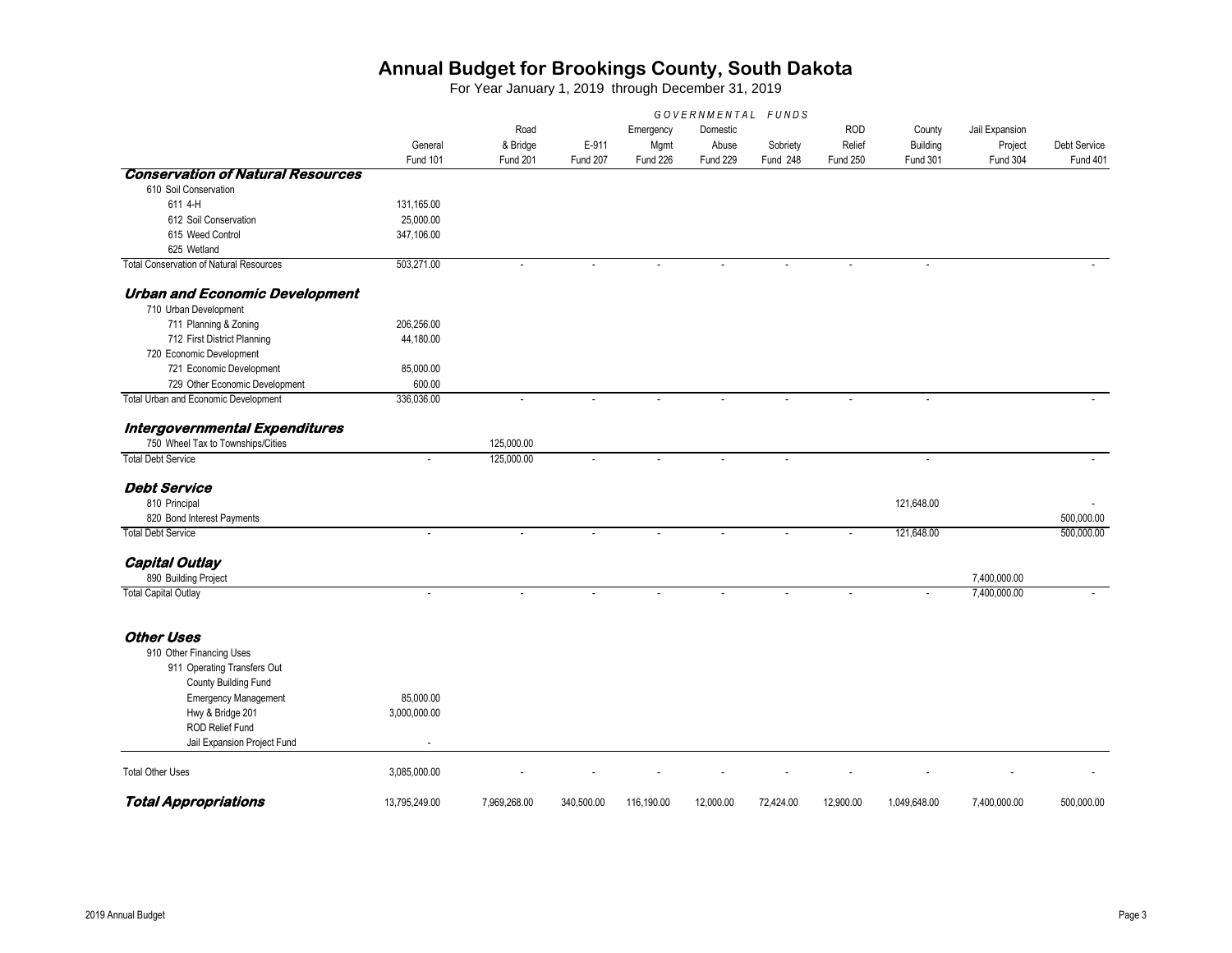# Annual Budget for Brookings County, South Dakota

For Year January 1, 2019 through December 31, 2019

| | GOVERNMENTAL FUNDS | | | | | | | | | |
|---|---|---|---|---|---|---|---|---|---|---|
| | General Fund 101 | Road & Bridge Fund 201 | E-911 Fund 207 | Emergency Mgmt Fund 226 | Domestic Abuse Fund 229 | Sobriety Fund 248 | ROD Relief Fund 250 | County Building Fund 301 | Jail Expansion Project Fund 304 | Debt Service Fund 401 |
| ***Conservation of Natural Resources*** | | | | | | | | | | |
| 610 Soil Conservation | | | | | | | | | | |
| 611 4-H | 131,165.00 | | | | | | | | | |
| 612 Soil Conservation | 25,000.00 | | | | | | | | | |
| 615 Weed Control | 347,106.00 | | | | | | | | | |
| 625 Wetland | | | | | | | | | | |
| Total Conservation of Natural Resources | 503,271.00 | - | - | - | - | - | - | - | | - |
| ***Urban and Economic Development*** | | | | | | | | | | |
| 710 Urban Development | | | | | | | | | | |
| 711 Planning & Zoning | 206,256.00 | | | | | | | | | |
| 712 First District Planning | 44,180.00 | | | | | | | | | |
| 720 Economic Development | | | | | | | | | | |
| 721 Economic Development | 85,000.00 | | | | | | | | | |
| 729 Other Economic Development | 600.00 | | | | | | | | | |
| Total Urban and Economic Development | 336,036.00 | - | - | - | - | - | - | - | | - |
| ***Intergovernmental Expenditures*** | | | | | | | | | | |
| 750 Wheel Tax to Townships/Cities | | 125,000.00 | | | | | | | | |
| Total Debt Service | - | 125,000.00 | - | - | - | - | | - | | - |
| ***Debt Service*** | | | | | | | | | | |
| 810 Principal | | | | | | | | 121,648.00 | | - |
| 820 Bond Interest Payments | | | | | | | | | | 500,000.00 |
| Total Debt Service | - | - | - | - | - | - | - | 121,648.00 | | 500,000.00 |
| ***Capital Outlay*** | | | | | | | | | | |
| 890 Building Project | | | | | | | | | 7,400,000.00 | |
| Total Capital Outlay | - | - | - | - | - | - | - | - | 7,400,000.00 | - |
| ***Other Uses*** | | | | | | | | | | |
| 910 Other Financing Uses | | | | | | | | | | |
| 911 Operating Transfers Out | | | | | | | | | | |
| County Building Fund | | | | | | | | | | |
| Emergency Management | 85,000.00 | | | | | | | | | |
| Hwy & Bridge 201 | 3,000,000.00 | | | | | | | | | |
| ROD Relief Fund | | | | | | | | | | |
| Jail Expansion Project Fund | - | | | | | | | | | |
| Total Other Uses | 3,085,000.00 | - | - | - | - | - | - | - | - | - |
| ***Total Appropriations*** | 13,795,249.00 | 7,969,268.00 | 340,500.00 | 116,190.00 | 12,000.00 | 72,424.00 | 12,900.00 | 1,049,648.00 | 7,400,000.00 | 500,000.00 |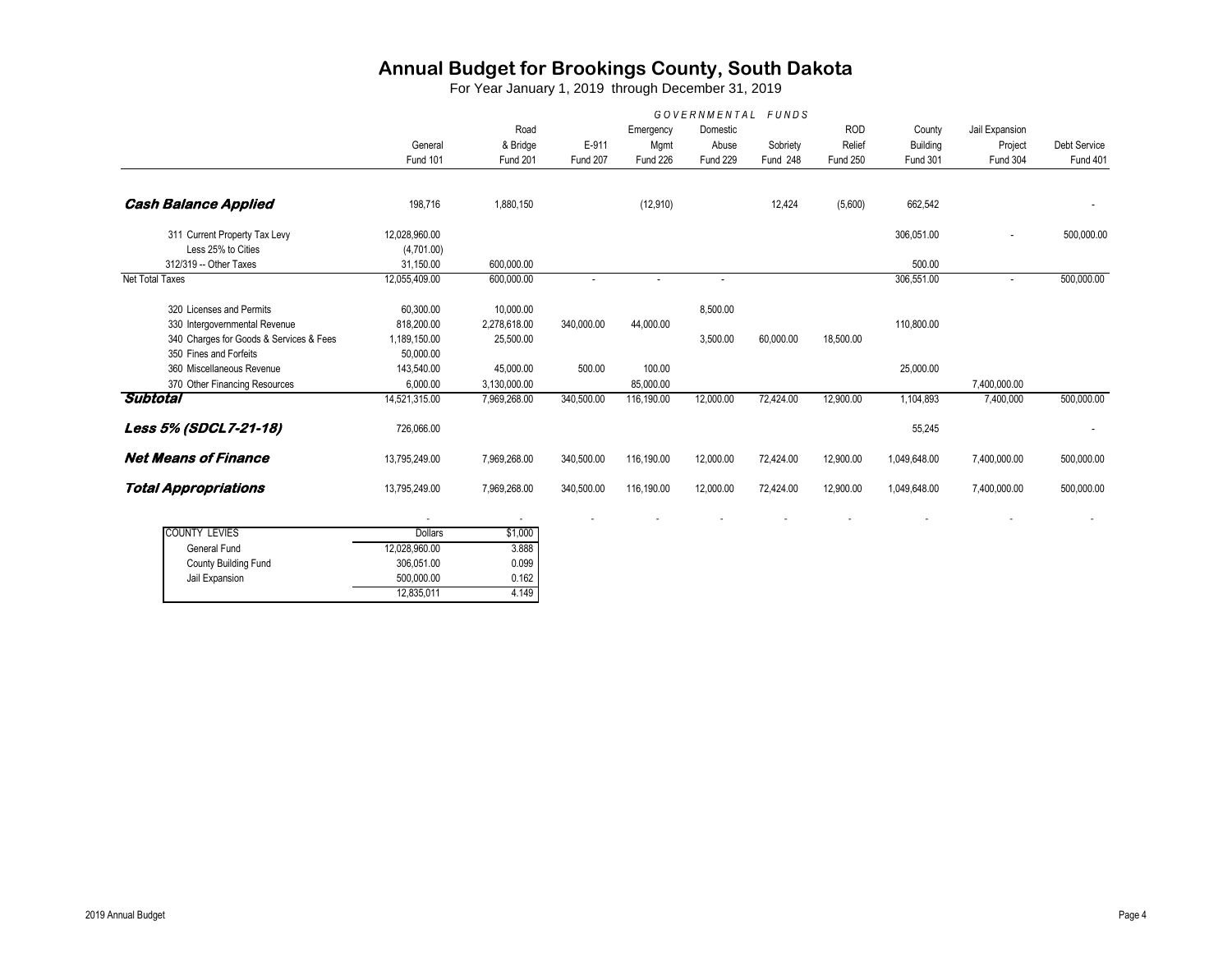# Annual Budget for Brookings County, South Dakota

For Year January 1, 2019 through December 31, 2019

| | GOVERNMENTAL FUNDS | | | | | | | | | |
|---|---|---|---|---|---|---|---|---|---|---|
| | General Fund 101 | Road & Bridge Fund 201 | E-911 Fund 207 | Emergency Mgmt Fund 226 | Domestic Abuse Fund 229 | Sobriety Fund 248 | ROD Relief Fund 250 | County Building Fund 301 | Jail Expansion Project Fund 304 | Debt Service Fund 401 |
| ***Cash Balance Applied*** | 198,716 | 1,880,150 | | (12,910) | | 12,424 | (5,600) | 662,542 | | - |
| 311 Current Property Tax Levy | 12,028,960.00 | | | | | | | 306,051.00 | - | 500,000.00 |
| Less 25% to Cities | (4,701.00) | | | | | | | | | |
| 312/319 -- Other Taxes | 31,150.00 | 600,000.00 | | | | | | 500.00 | | |
| Net Total Taxes | 12,055,409.00 | 600,000.00 | - | - | - | | | 306,551.00 | - | 500,000.00 |
| 320 Licenses and Permits | 60,300.00 | 10,000.00 | | | 8,500.00 | | | | | |
| 330 Intergovernmental Revenue | 818,200.00 | 2,278,618.00 | 340,000.00 | 44,000.00 | | | | 110,800.00 | | |
| 340 Charges for Goods & Services & Fees | 1,189,150.00 | 25,500.00 | | | 3,500.00 | 60,000.00 | 18,500.00 | | | |
| 350 Fines and Forfeits | 50,000.00 | | | | | | | | | |
| 360 Miscellaneous Revenue | 143,540.00 | 45,000.00 | 500.00 | 100.00 | | | | 25,000.00 | | |
| 370 Other Financing Resources | 6,000.00 | 3,130,000.00 | | 85,000.00 | | | | | 7,400,000.00 | |
| ***Subtotal*** | 14,521,315.00 | 7,969,268.00 | 340,500.00 | 116,190.00 | 12,000.00 | 72,424.00 | 12,900.00 | 1,104,893 | 7,400,000 | 500,000.00 |
| ***Less 5% (SDCL7-21-18)*** | 726,066.00 | | | | | | | 55,245 | | - |
| ***Net Means of Finance*** | 13,795,249.00 | 7,969,268.00 | 340,500.00 | 116,190.00 | 12,000.00 | 72,424.00 | 12,900.00 | 1,049,648.00 | 7,400,000.00 | 500,000.00 |
| ***Total Appropriations*** | 13,795,249.00 | 7,969,268.00 | 340,500.00 | 116,190.00 | 12,000.00 | 72,424.00 | 12,900.00 | 1,049,648.00 | 7,400,000.00 | 500,000.00 |
| | - | - | - | - | - | - | - | - | - | - |

| COUNTY LEVIES | Dollars | $1,000 |
|---|---|---|
| General Fund | 12,028,960.00 | 3.888 |
| County Building Fund | 306,051.00 | 0.099 |
| Jail Expansion | 500,000.00 | 0.162 |
| | 12,835,011 | 4.149 |